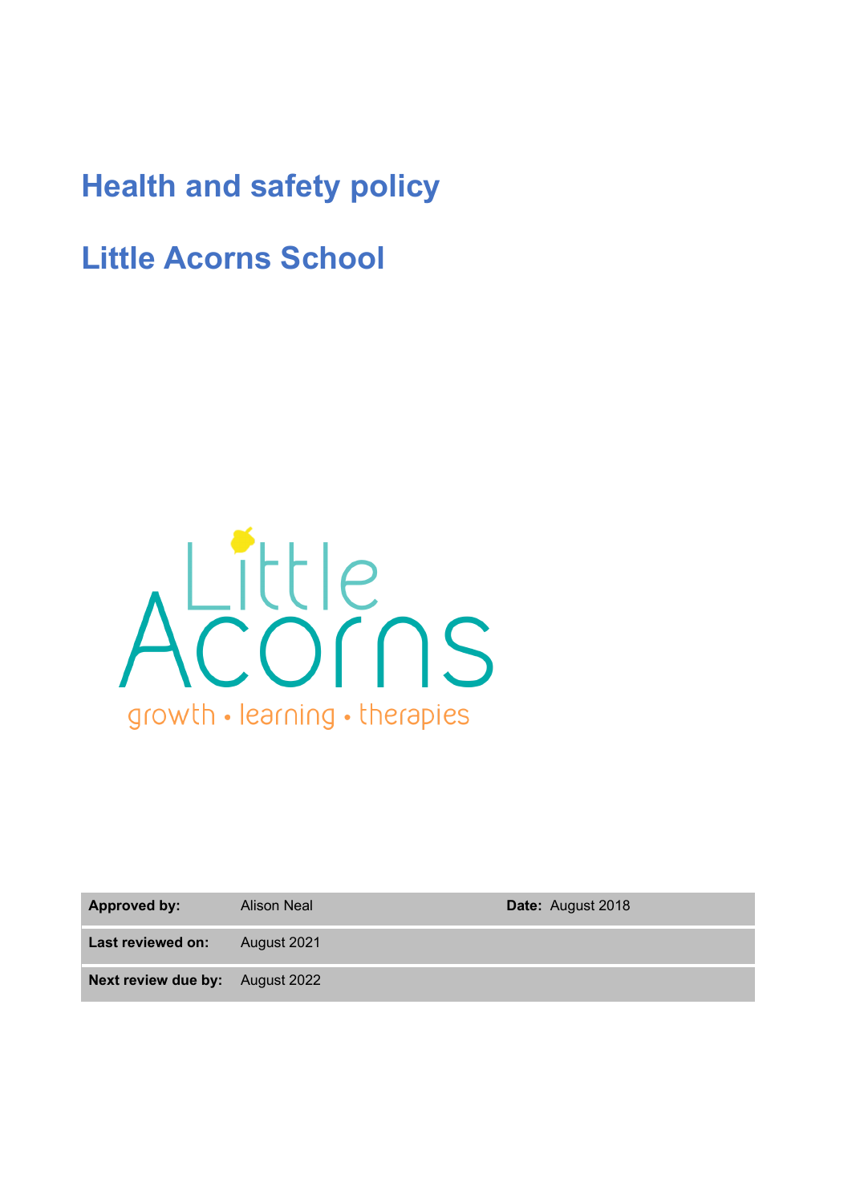# Health and safety policy

# Little Acorns School

| | | |
|---|---|---|
| **Approved by:** | Alison Neal | **Date:** August 2018 |
| **Last reviewed on:** | August 2021 | |
| **Next review due by:** | August 2022 | |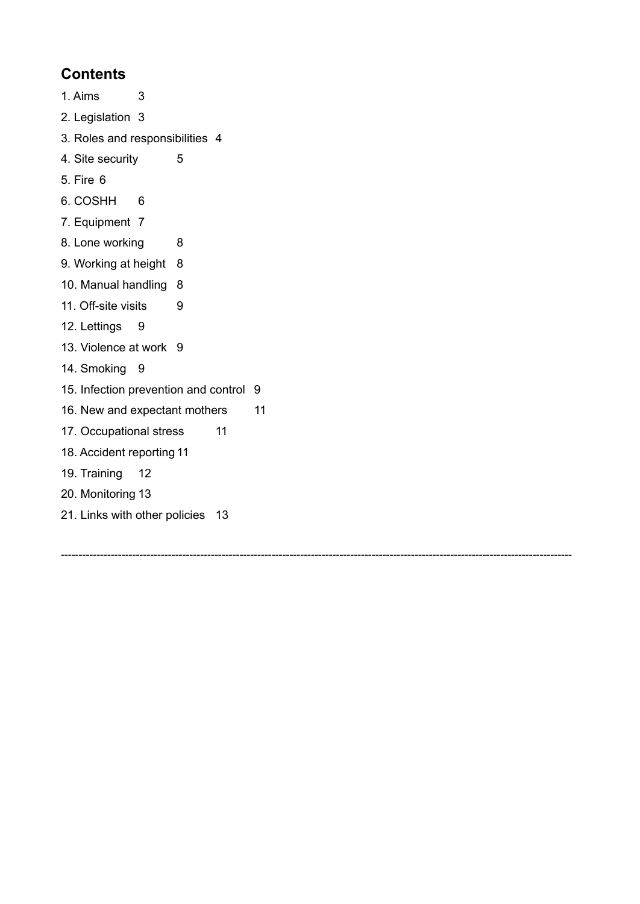## Contents

1. Aims 3
2. Legislation 3
3. Roles and responsibilities 4
4. Site security 5
5. Fire 6
6. COSHH 6
7. Equipment 7
8. Lone working 8
9. Working at height 8
10. Manual handling 8
11. Off-site visits 9
12. Lettings 9
13. Violence at work 9
14. Smoking 9
15. Infection prevention and control 9
16. New and expectant mothers 11
17. Occupational stress 11
18. Accident reporting 11
19. Training 12
20. Monitoring 13
21. Links with other policies 13

---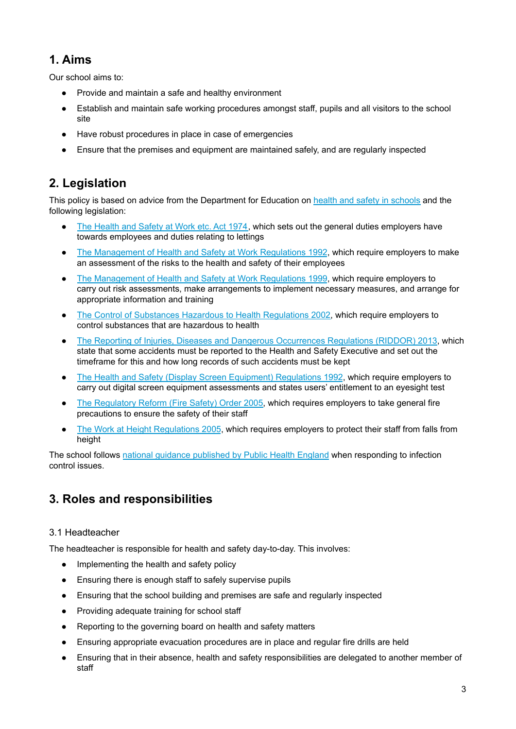## 1. Aims

Our school aims to:

- Provide and maintain a safe and healthy environment
- Establish and maintain safe working procedures amongst staff, pupils and all visitors to the school site
- Have robust procedures in place in case of emergencies
- Ensure that the premises and equipment are maintained safely, and are regularly inspected

## 2. Legislation

This policy is based on advice from the Department for Education on health and safety in schools and the following legislation:

- The Health and Safety at Work etc. Act 1974, which sets out the general duties employers have towards employees and duties relating to lettings
- The Management of Health and Safety at Work Regulations 1992, which require employers to make an assessment of the risks to the health and safety of their employees
- The Management of Health and Safety at Work Regulations 1999, which require employers to carry out risk assessments, make arrangements to implement necessary measures, and arrange for appropriate information and training
- The Control of Substances Hazardous to Health Regulations 2002, which require employers to control substances that are hazardous to health
- The Reporting of Injuries, Diseases and Dangerous Occurrences Regulations (RIDDOR) 2013, which state that some accidents must be reported to the Health and Safety Executive and set out the timeframe for this and how long records of such accidents must be kept
- The Health and Safety (Display Screen Equipment) Regulations 1992, which require employers to carry out digital screen equipment assessments and states users' entitlement to an eyesight test
- The Regulatory Reform (Fire Safety) Order 2005, which requires employers to take general fire precautions to ensure the safety of their staff
- The Work at Height Regulations 2005, which requires employers to protect their staff from falls from height

The school follows national guidance published by Public Health England when responding to infection control issues.

## 3. Roles and responsibilities

### 3.1 Headteacher

The headteacher is responsible for health and safety day-to-day. This involves:

- Implementing the health and safety policy
- Ensuring there is enough staff to safely supervise pupils
- Ensuring that the school building and premises are safe and regularly inspected
- Providing adequate training for school staff
- Reporting to the governing board on health and safety matters
- Ensuring appropriate evacuation procedures are in place and regular fire drills are held
- Ensuring that in their absence, health and safety responsibilities are delegated to another member of staff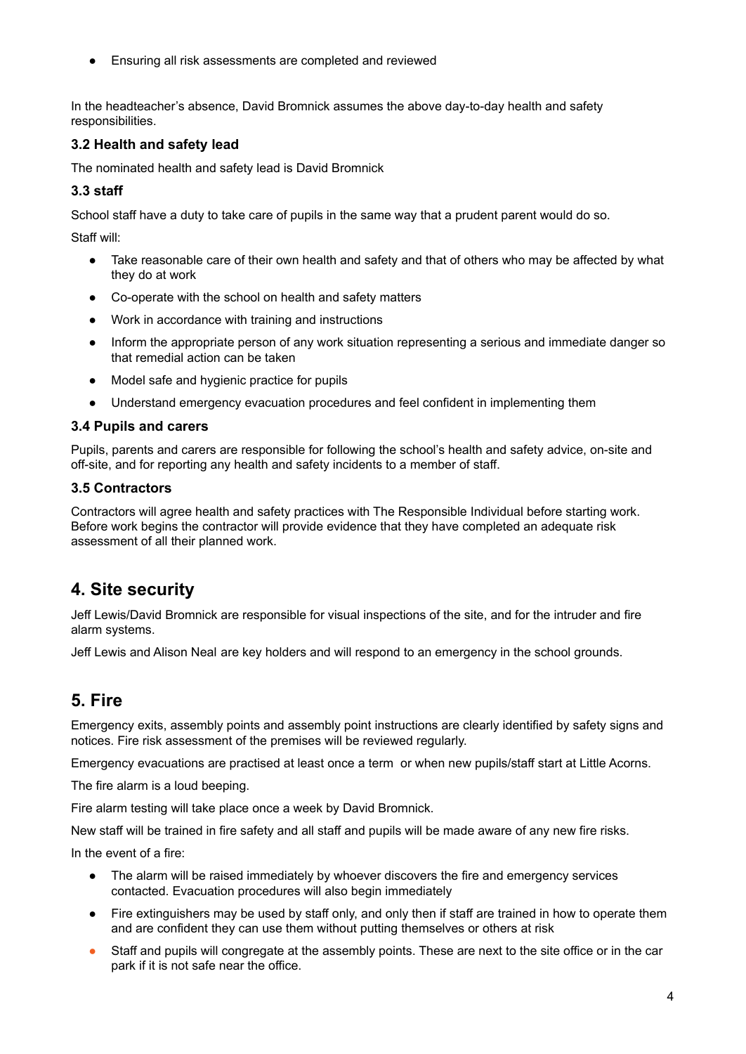- Ensuring all risk assessments are completed and reviewed

In the headteacher's absence, David Bromnick assumes the above day-to-day health and safety responsibilities.

### 3.2 Health and safety lead

The nominated health and safety lead is David Bromnick

### 3.3 staff

School staff have a duty to take care of pupils in the same way that a prudent parent would do so.

Staff will:

- Take reasonable care of their own health and safety and that of others who may be affected by what they do at work
- Co-operate with the school on health and safety matters
- Work in accordance with training and instructions
- Inform the appropriate person of any work situation representing a serious and immediate danger so that remedial action can be taken
- Model safe and hygienic practice for pupils
- Understand emergency evacuation procedures and feel confident in implementing them

### 3.4 Pupils and carers

Pupils, parents and carers are responsible for following the school's health and safety advice, on-site and off-site, and for reporting any health and safety incidents to a member of staff.

### 3.5 Contractors

Contractors will agree health and safety practices with The Responsible Individual before starting work. Before work begins the contractor will provide evidence that they have completed an adequate risk assessment of all their planned work.

## 4. Site security

Jeff Lewis/David Bromnick are responsible for visual inspections of the site, and for the intruder and fire alarm systems.

Jeff Lewis and Alison Neal are key holders and will respond to an emergency in the school grounds.

## 5. Fire

Emergency exits, assembly points and assembly point instructions are clearly identified by safety signs and notices. Fire risk assessment of the premises will be reviewed regularly.

Emergency evacuations are practised at least once a term or when new pupils/staff start at Little Acorns.

The fire alarm is a loud beeping.

Fire alarm testing will take place once a week by David Bromnick.

New staff will be trained in fire safety and all staff and pupils will be made aware of any new fire risks.

In the event of a fire:

- The alarm will be raised immediately by whoever discovers the fire and emergency services contacted. Evacuation procedures will also begin immediately
- Fire extinguishers may be used by staff only, and only then if staff are trained in how to operate them and are confident they can use them without putting themselves or others at risk
- Staff and pupils will congregate at the assembly points. These are next to the site office or in the car park if it is not safe near the office.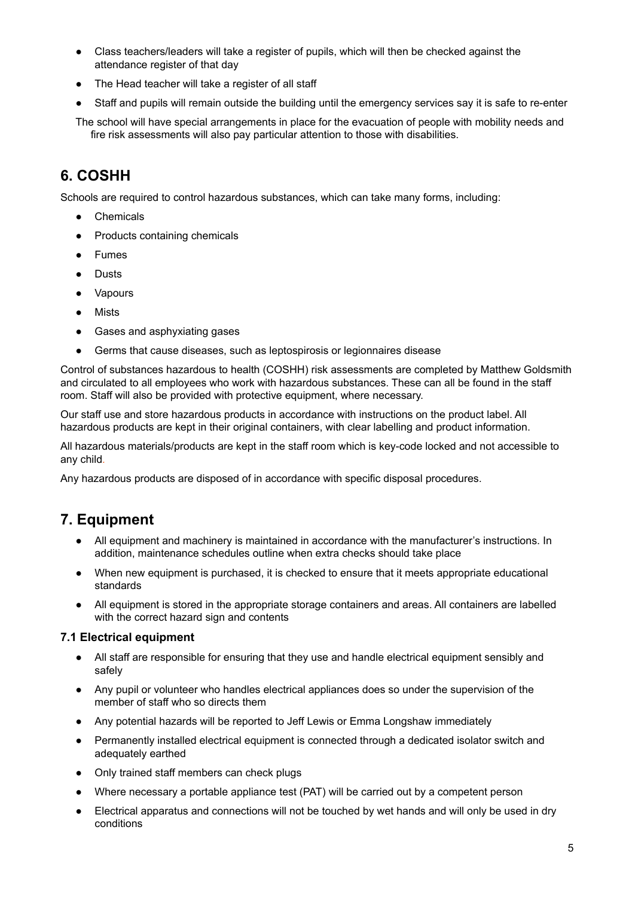- Class teachers/leaders will take a register of pupils, which will then be checked against the attendance register of that day
- The Head teacher will take a register of all staff
- Staff and pupils will remain outside the building until the emergency services say it is safe to re-enter

The school will have special arrangements in place for the evacuation of people with mobility needs and fire risk assessments will also pay particular attention to those with disabilities.

## 6. COSHH

Schools are required to control hazardous substances, which can take many forms, including:

- Chemicals
- Products containing chemicals
- Fumes
- Dusts
- Vapours
- Mists
- Gases and asphyxiating gases
- Germs that cause diseases, such as leptospirosis or legionnaires disease

Control of substances hazardous to health (COSHH) risk assessments are completed by Matthew Goldsmith and circulated to all employees who work with hazardous substances. These can all be found in the staff room. Staff will also be provided with protective equipment, where necessary.

Our staff use and store hazardous products in accordance with instructions on the product label. All hazardous products are kept in their original containers, with clear labelling and product information.

All hazardous materials/products are kept in the staff room which is key-code locked and not accessible to any child.

Any hazardous products are disposed of in accordance with specific disposal procedures.

## 7. Equipment

- All equipment and machinery is maintained in accordance with the manufacturer's instructions. In addition, maintenance schedules outline when extra checks should take place
- When new equipment is purchased, it is checked to ensure that it meets appropriate educational standards
- All equipment is stored in the appropriate storage containers and areas. All containers are labelled with the correct hazard sign and contents

### 7.1 Electrical equipment

- All staff are responsible for ensuring that they use and handle electrical equipment sensibly and safely
- Any pupil or volunteer who handles electrical appliances does so under the supervision of the member of staff who so directs them
- Any potential hazards will be reported to Jeff Lewis or Emma Longshaw immediately
- Permanently installed electrical equipment is connected through a dedicated isolator switch and adequately earthed
- Only trained staff members can check plugs
- Where necessary a portable appliance test (PAT) will be carried out by a competent person
- Electrical apparatus and connections will not be touched by wet hands and will only be used in dry conditions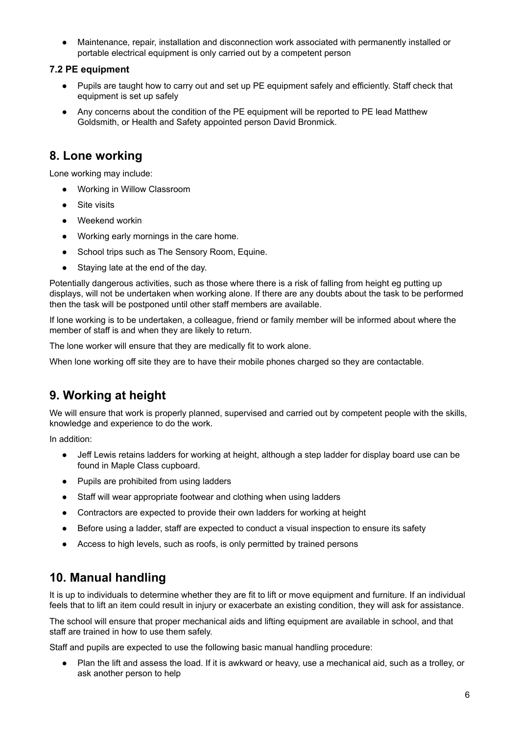- Maintenance, repair, installation and disconnection work associated with permanently installed or portable electrical equipment is only carried out by a competent person

### 7.2 PE equipment

- Pupils are taught how to carry out and set up PE equipment safely and efficiently. Staff check that equipment is set up safely
- Any concerns about the condition of the PE equipment will be reported to PE lead Matthew Goldsmith, or Health and Safety appointed person David Bronmick.

## 8. Lone working

Lone working may include:

- Working in Willow Classroom
- Site visits
- Weekend workin
- Working early mornings in the care home.
- School trips such as The Sensory Room, Equine.
- Staying late at the end of the day.

Potentially dangerous activities, such as those where there is a risk of falling from height eg putting up displays, will not be undertaken when working alone. If there are any doubts about the task to be performed then the task will be postponed until other staff members are available.

If lone working is to be undertaken, a colleague, friend or family member will be informed about where the member of staff is and when they are likely to return.

The lone worker will ensure that they are medically fit to work alone.

When lone working off site they are to have their mobile phones charged so they are contactable.

## 9. Working at height

We will ensure that work is properly planned, supervised and carried out by competent people with the skills, knowledge and experience to do the work.

In addition:

- Jeff Lewis retains ladders for working at height, although a step ladder for display board use can be found in Maple Class cupboard.
- Pupils are prohibited from using ladders
- Staff will wear appropriate footwear and clothing when using ladders
- Contractors are expected to provide their own ladders for working at height
- Before using a ladder, staff are expected to conduct a visual inspection to ensure its safety
- Access to high levels, such as roofs, is only permitted by trained persons

## 10. Manual handling

It is up to individuals to determine whether they are fit to lift or move equipment and furniture. If an individual feels that to lift an item could result in injury or exacerbate an existing condition, they will ask for assistance.

The school will ensure that proper mechanical aids and lifting equipment are available in school, and that staff are trained in how to use them safely.

Staff and pupils are expected to use the following basic manual handling procedure:

- Plan the lift and assess the load. If it is awkward or heavy, use a mechanical aid, such as a trolley, or ask another person to help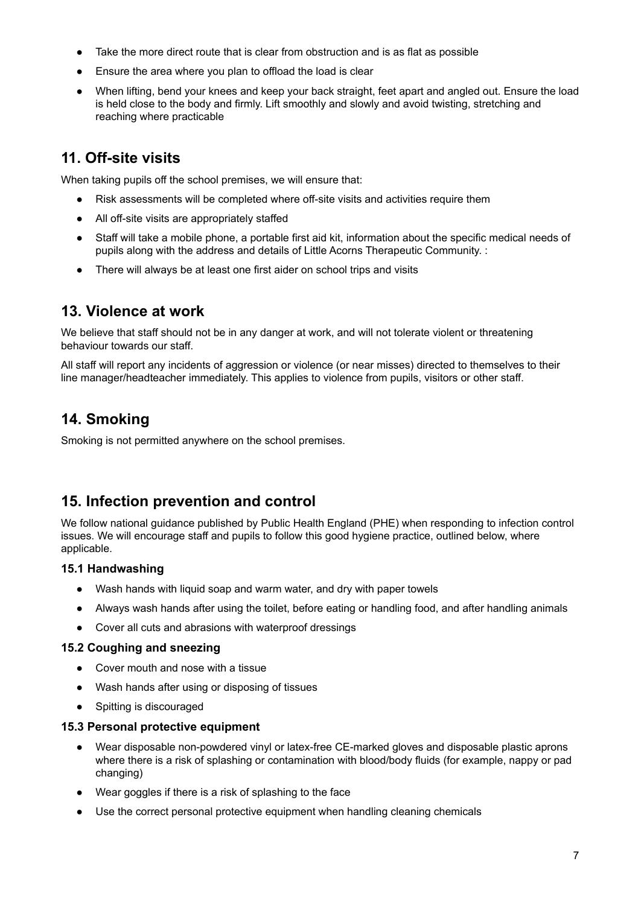- Take the more direct route that is clear from obstruction and is as flat as possible
- Ensure the area where you plan to offload the load is clear
- When lifting, bend your knees and keep your back straight, feet apart and angled out. Ensure the load is held close to the body and firmly. Lift smoothly and slowly and avoid twisting, stretching and reaching where practicable

## 11. Off-site visits

When taking pupils off the school premises, we will ensure that:

- Risk assessments will be completed where off-site visits and activities require them
- All off-site visits are appropriately staffed
- Staff will take a mobile phone, a portable first aid kit, information about the specific medical needs of pupils along with the address and details of Little Acorns Therapeutic Community. :
- There will always be at least one first aider on school trips and visits

## 13. Violence at work

We believe that staff should not be in any danger at work, and will not tolerate violent or threatening behaviour towards our staff.

All staff will report any incidents of aggression or violence (or near misses) directed to themselves to their line manager/headteacher immediately. This applies to violence from pupils, visitors or other staff.

## 14. Smoking

Smoking is not permitted anywhere on the school premises.

## 15. Infection prevention and control

We follow national guidance published by Public Health England (PHE) when responding to infection control issues. We will encourage staff and pupils to follow this good hygiene practice, outlined below, where applicable.

### 15.1 Handwashing

- Wash hands with liquid soap and warm water, and dry with paper towels
- Always wash hands after using the toilet, before eating or handling food, and after handling animals
- Cover all cuts and abrasions with waterproof dressings

### 15.2 Coughing and sneezing

- Cover mouth and nose with a tissue
- Wash hands after using or disposing of tissues
- Spitting is discouraged

### 15.3 Personal protective equipment

- Wear disposable non-powdered vinyl or latex-free CE-marked gloves and disposable plastic aprons where there is a risk of splashing or contamination with blood/body fluids (for example, nappy or pad changing)
- Wear goggles if there is a risk of splashing to the face
- Use the correct personal protective equipment when handling cleaning chemicals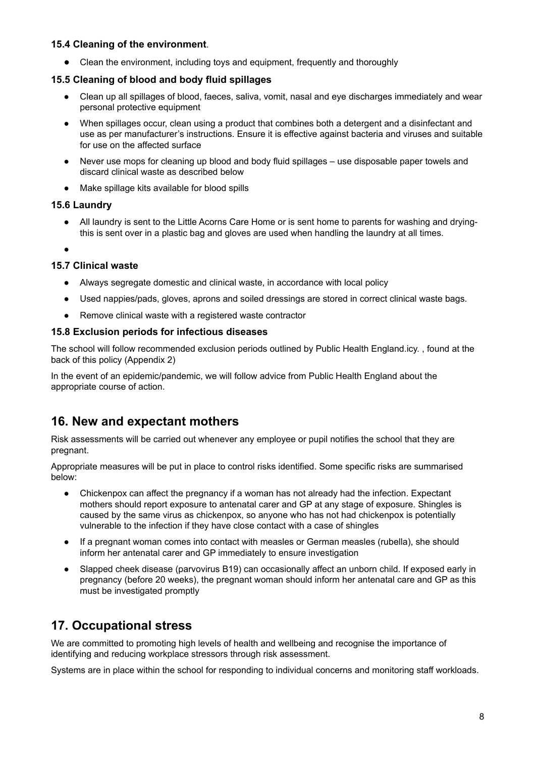### 15.4 Cleaning of the environment.

- Clean the environment, including toys and equipment, frequently and thoroughly

### 15.5 Cleaning of blood and body fluid spillages

- Clean up all spillages of blood, faeces, saliva, vomit, nasal and eye discharges immediately and wear personal protective equipment
- When spillages occur, clean using a product that combines both a detergent and a disinfectant and use as per manufacturer's instructions. Ensure it is effective against bacteria and viruses and suitable for use on the affected surface
- Never use mops for cleaning up blood and body fluid spillages – use disposable paper towels and discard clinical waste as described below
- Make spillage kits available for blood spills

### 15.6 Laundry

- All laundry is sent to the Little Acorns Care Home or is sent home to parents for washing and drying- this is sent over in a plastic bag and gloves are used when handling the laundry at all times.
-

### 15.7 Clinical waste

- Always segregate domestic and clinical waste, in accordance with local policy
- Used nappies/pads, gloves, aprons and soiled dressings are stored in correct clinical waste bags.
- Remove clinical waste with a registered waste contractor

### 15.8 Exclusion periods for infectious diseases

The school will follow recommended exclusion periods outlined by Public Health England.icy. , found at the back of this policy (Appendix 2)

In the event of an epidemic/pandemic, we will follow advice from Public Health England about the appropriate course of action.

## 16. New and expectant mothers

Risk assessments will be carried out whenever any employee or pupil notifies the school that they are pregnant.

Appropriate measures will be put in place to control risks identified. Some specific risks are summarised below:

- Chickenpox can affect the pregnancy if a woman has not already had the infection. Expectant mothers should report exposure to antenatal carer and GP at any stage of exposure. Shingles is caused by the same virus as chickenpox, so anyone who has not had chickenpox is potentially vulnerable to the infection if they have close contact with a case of shingles
- If a pregnant woman comes into contact with measles or German measles (rubella), she should inform her antenatal carer and GP immediately to ensure investigation
- Slapped cheek disease (parvovirus B19) can occasionally affect an unborn child. If exposed early in pregnancy (before 20 weeks), the pregnant woman should inform her antenatal care and GP as this must be investigated promptly

## 17. Occupational stress

We are committed to promoting high levels of health and wellbeing and recognise the importance of identifying and reducing workplace stressors through risk assessment.

Systems are in place within the school for responding to individual concerns and monitoring staff workloads.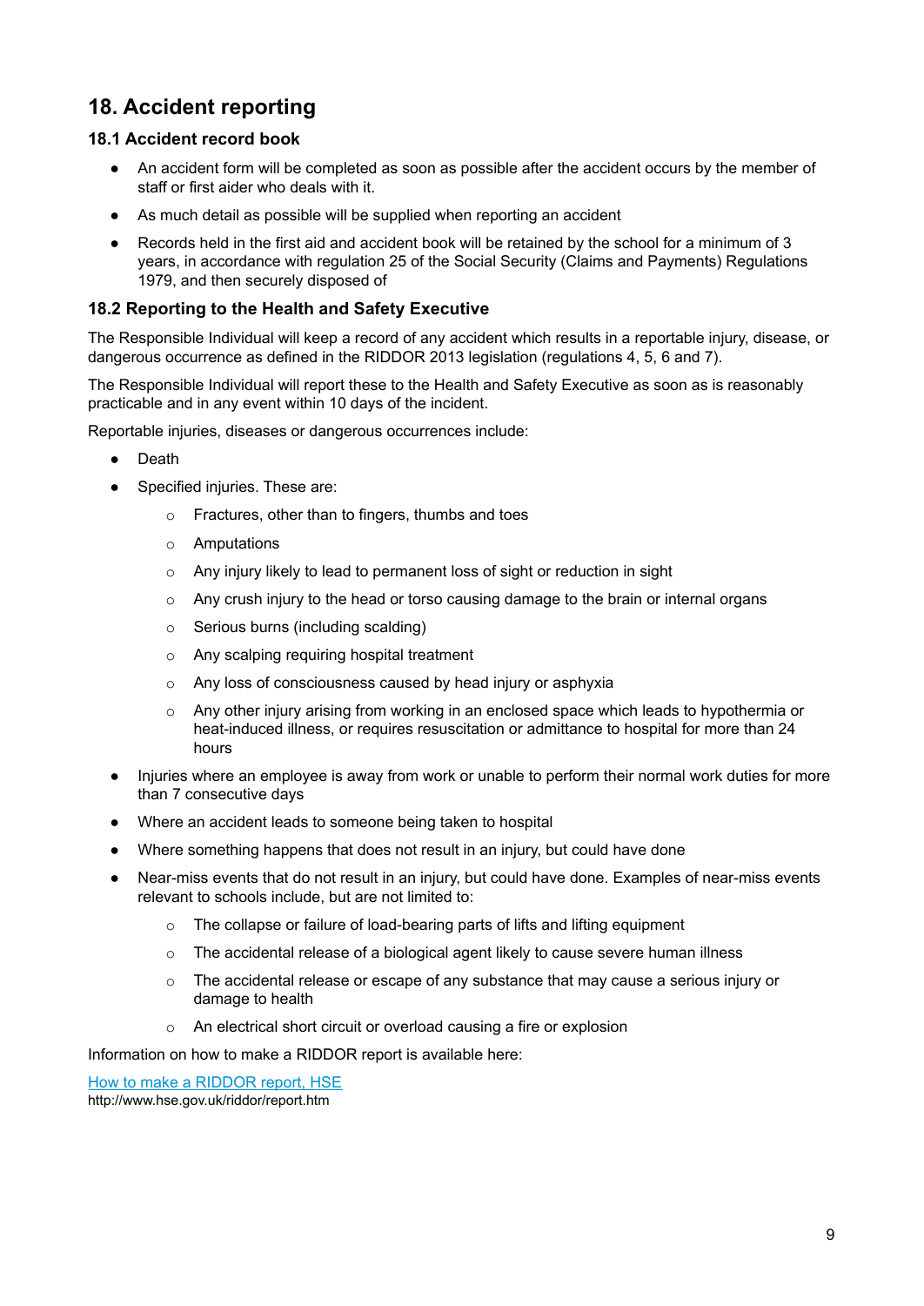## 18. Accident reporting

### 18.1 Accident record book

- An accident form will be completed as soon as possible after the accident occurs by the member of staff or first aider who deals with it.
- As much detail as possible will be supplied when reporting an accident
- Records held in the first aid and accident book will be retained by the school for a minimum of 3 years, in accordance with regulation 25 of the Social Security (Claims and Payments) Regulations 1979, and then securely disposed of

### 18.2 Reporting to the Health and Safety Executive

The Responsible Individual will keep a record of any accident which results in a reportable injury, disease, or dangerous occurrence as defined in the RIDDOR 2013 legislation (regulations 4, 5, 6 and 7).

The Responsible Individual will report these to the Health and Safety Executive as soon as is reasonably practicable and in any event within 10 days of the incident.

Reportable injuries, diseases or dangerous occurrences include:

- Death
- Specified injuries. These are:
  - Fractures, other than to fingers, thumbs and toes
  - Amputations
  - Any injury likely to lead to permanent loss of sight or reduction in sight
  - Any crush injury to the head or torso causing damage to the brain or internal organs
  - Serious burns (including scalding)
  - Any scalping requiring hospital treatment
  - Any loss of consciousness caused by head injury or asphyxia
  - Any other injury arising from working in an enclosed space which leads to hypothermia or heat-induced illness, or requires resuscitation or admittance to hospital for more than 24 hours
- Injuries where an employee is away from work or unable to perform their normal work duties for more than 7 consecutive days
- Where an accident leads to someone being taken to hospital
- Where something happens that does not result in an injury, but could have done
- Near-miss events that do not result in an injury, but could have done. Examples of near-miss events relevant to schools include, but are not limited to:
  - The collapse or failure of load-bearing parts of lifts and lifting equipment
  - The accidental release of a biological agent likely to cause severe human illness
  - The accidental release or escape of any substance that may cause a serious injury or damage to health
  - An electrical short circuit or overload causing a fire or explosion

Information on how to make a RIDDOR report is available here:

[How to make a RIDDOR report, HSE](http://www.hse.gov.uk/riddor/report.htm)
http://www.hse.gov.uk/riddor/report.htm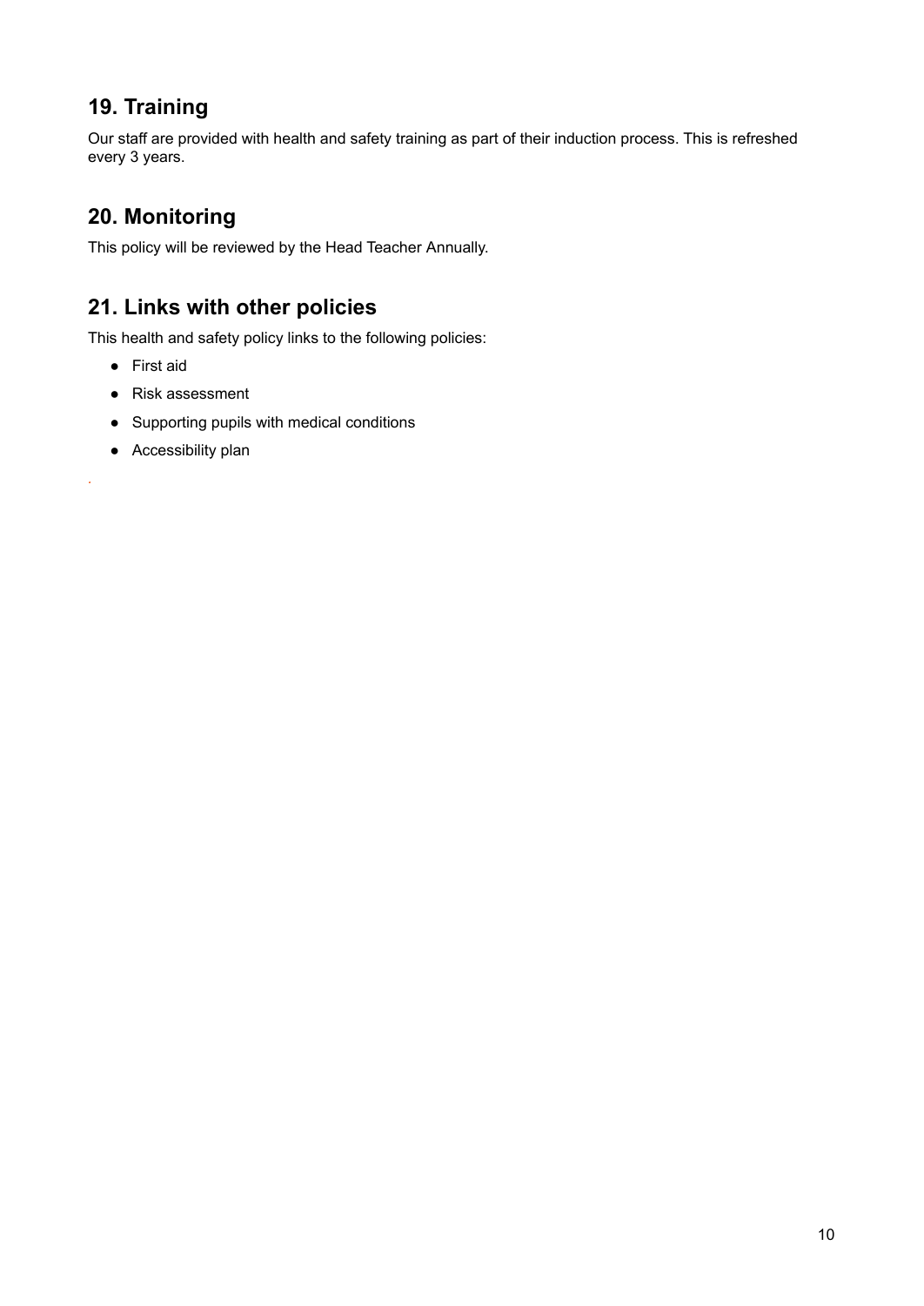## 19. Training

Our staff are provided with health and safety training as part of their induction process. This is refreshed every 3 years.

## 20. Monitoring

This policy will be reviewed by the Head Teacher Annually.

## 21. Links with other policies

This health and safety policy links to the following policies:

- First aid
- Risk assessment
- Supporting pupils with medical conditions
- Accessibility plan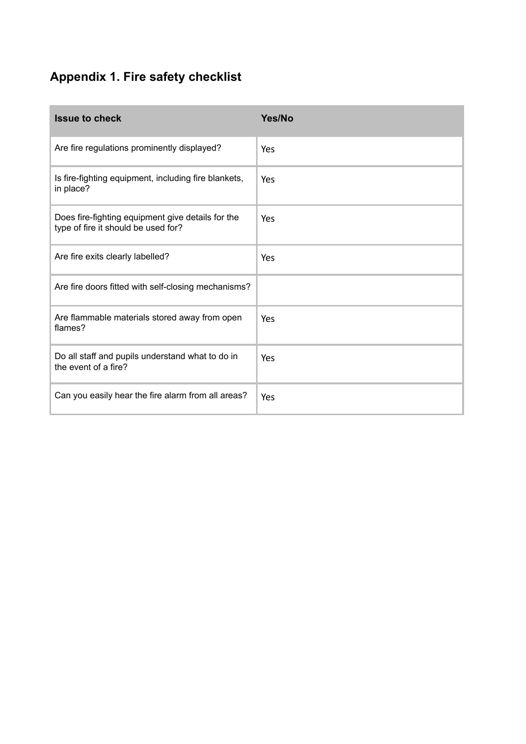## Appendix 1. Fire safety checklist

| Issue to check | Yes/No |
|---|---|
| Are fire regulations prominently displayed? | Yes |
| Is fire-fighting equipment, including fire blankets, in place? | Yes |
| Does fire-fighting equipment give details for the type of fire it should be used for? | Yes |
| Are fire exits clearly labelled? | Yes |
| Are fire doors fitted with self-closing mechanisms? | |
| Are flammable materials stored away from open flames? | Yes |
| Do all staff and pupils understand what to do in the event of a fire? | Yes |
| Can you easily hear the fire alarm from all areas? | Yes |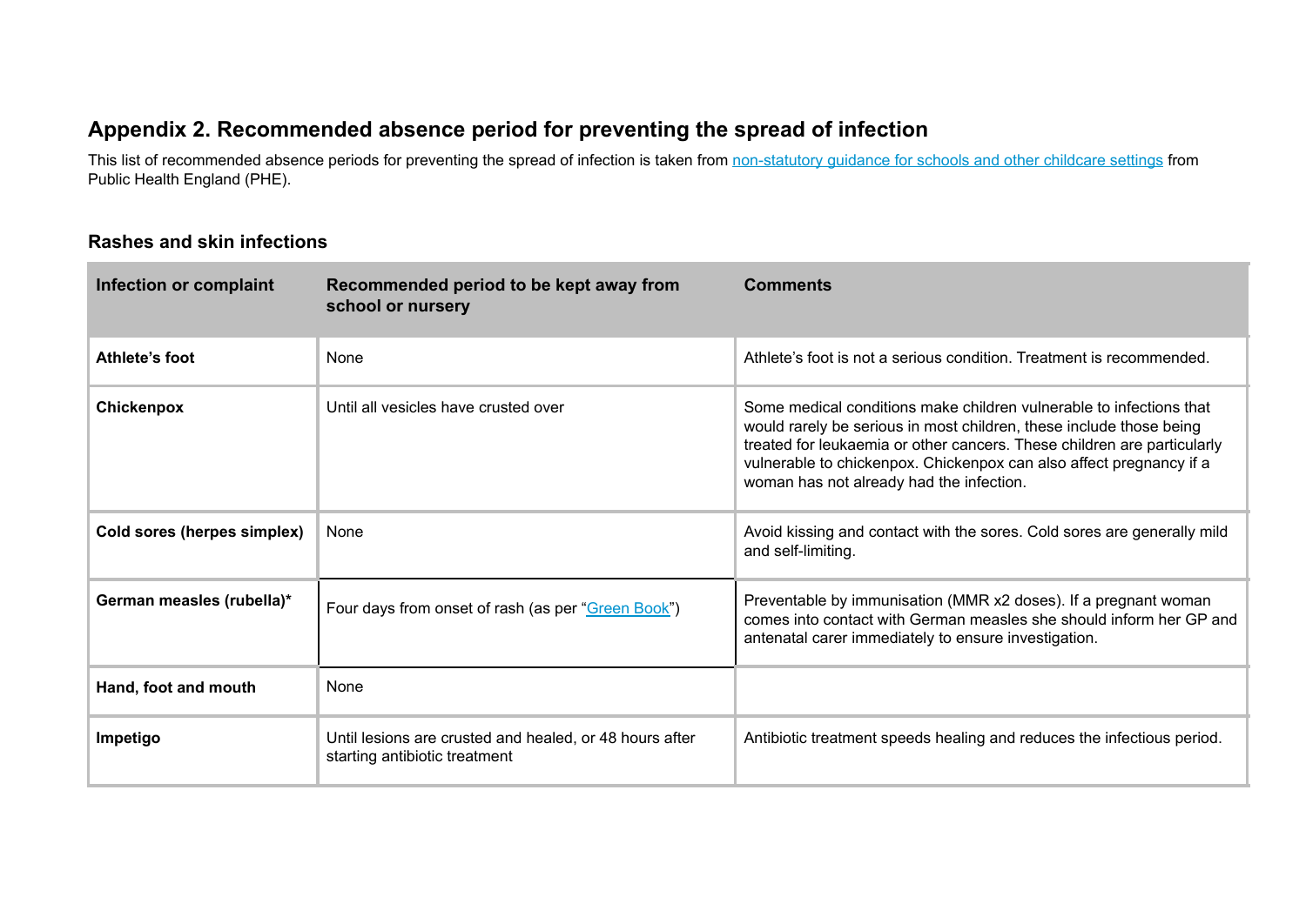## Appendix 2. Recommended absence period for preventing the spread of infection

This list of recommended absence periods for preventing the spread of infection is taken from [non-statutory guidance for schools and other childcare settings](#) from Public Health England (PHE).

### Rashes and skin infections

| Infection or complaint | Recommended period to be kept away from school or nursery | Comments |
|---|---|---|
| **Athlete's foot** | None | Athlete's foot is not a serious condition. Treatment is recommended. |
| **Chickenpox** | Until all vesicles have crusted over | Some medical conditions make children vulnerable to infections that would rarely be serious in most children, these include those being treated for leukaemia or other cancers. These children are particularly vulnerable to chickenpox. Chickenpox can also affect pregnancy if a woman has not already had the infection. |
| **Cold sores (herpes simplex)** | None | Avoid kissing and contact with the sores. Cold sores are generally mild and self-limiting. |
| **German measles (rubella)*** | Four days from onset of rash (as per "[Green Book](#)") | Preventable by immunisation (MMR x2 doses). If a pregnant woman comes into contact with German measles she should inform her GP and antenatal carer immediately to ensure investigation. |
| **Hand, foot and mouth** | None | |
| **Impetigo** | Until lesions are crusted and healed, or 48 hours after starting antibiotic treatment | Antibiotic treatment speeds healing and reduces the infectious period. |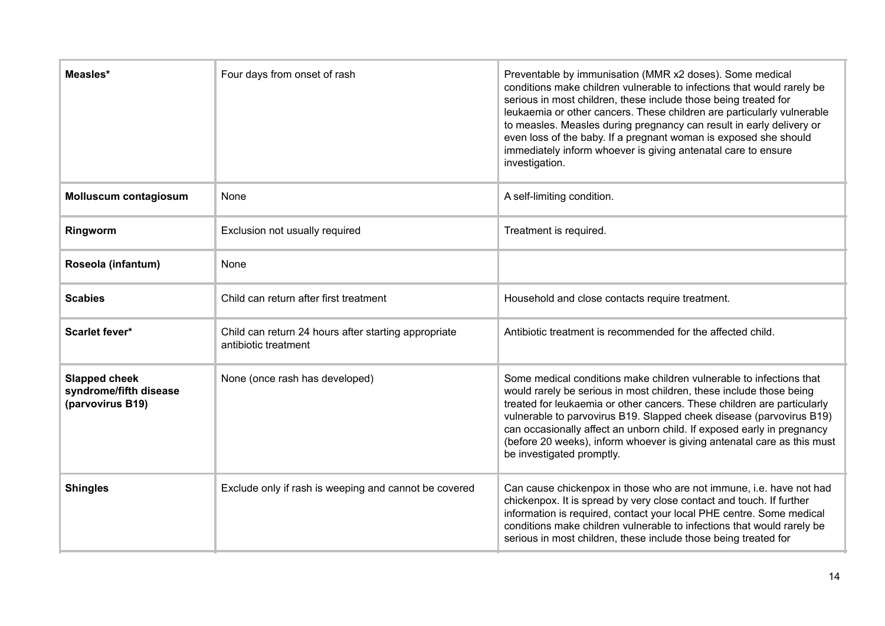| | | |
|---|---|---|
| **Measles*** | Four days from onset of rash | Preventable by immunisation (MMR x2 doses). Some medical conditions make children vulnerable to infections that would rarely be serious in most children, these include those being treated for leukaemia or other cancers. These children are particularly vulnerable to measles. Measles during pregnancy can result in early delivery or even loss of the baby. If a pregnant woman is exposed she should immediately inform whoever is giving antenatal care to ensure investigation. |
| **Molluscum contagiosum** | None | A self-limiting condition. |
| **Ringworm** | Exclusion not usually required | Treatment is required. |
| **Roseola (infantum)** | None | |
| **Scabies** | Child can return after first treatment | Household and close contacts require treatment. |
| **Scarlet fever*** | Child can return 24 hours after starting appropriate antibiotic treatment | Antibiotic treatment is recommended for the affected child. |
| **Slapped cheek syndrome/fifth disease (parvovirus B19)** | None (once rash has developed) | Some medical conditions make children vulnerable to infections that would rarely be serious in most children, these include those being treated for leukaemia or other cancers. These children are particularly vulnerable to parvovirus B19. Slapped cheek disease (parvovirus B19) can occasionally affect an unborn child. If exposed early in pregnancy (before 20 weeks), inform whoever is giving antenatal care as this must be investigated promptly. |
| **Shingles** | Exclude only if rash is weeping and cannot be covered | Can cause chickenpox in those who are not immune, i.e. have not had chickenpox. It is spread by very close contact and touch. If further information is required, contact your local PHE centre. Some medical conditions make children vulnerable to infections that would rarely be serious in most children, these include those being treated for |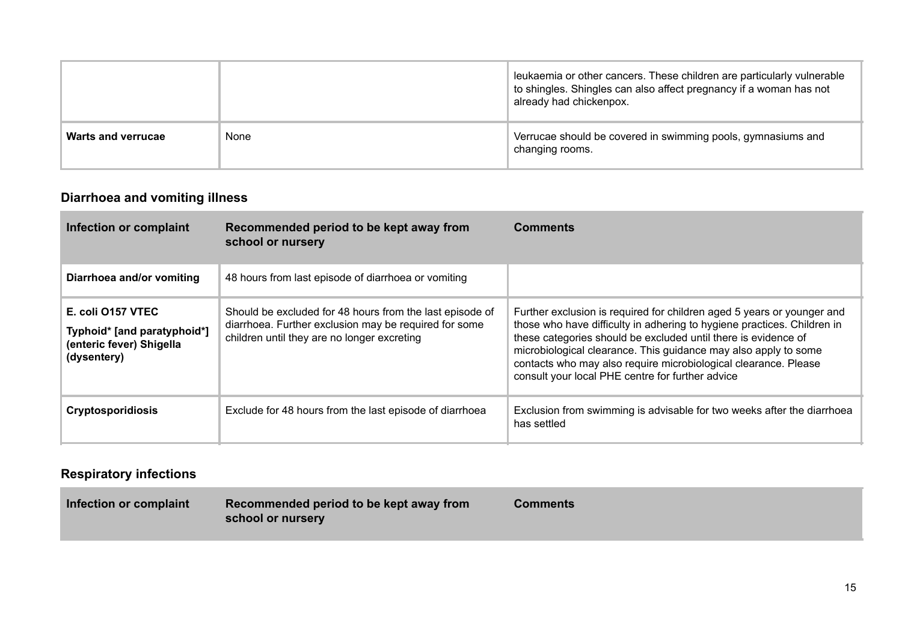| | | |
|---|---|---|
| | | leukaemia or other cancers. These children are particularly vulnerable to shingles. Shingles can also affect pregnancy if a woman has not already had chickenpox. |
| **Warts and verrucae** | None | Verrucae should be covered in swimming pools, gymnasiums and changing rooms. |

### Diarrhoea and vomiting illness

| Infection or complaint | Recommended period to be kept away from school or nursery | Comments |
|---|---|---|
| **Diarrhoea and/or vomiting** | 48 hours from last episode of diarrhoea or vomiting | |
| **E. coli O157 VTEC Typhoid* [and paratyphoid*] (enteric fever) Shigella (dysentery)** | Should be excluded for 48 hours from the last episode of diarrhoea. Further exclusion may be required for some children until they are no longer excreting | Further exclusion is required for children aged 5 years or younger and those who have difficulty in adhering to hygiene practices. Children in these categories should be excluded until there is evidence of microbiological clearance. This guidance may also apply to some contacts who may also require microbiological clearance. Please consult your local PHE centre for further advice |
| **Cryptosporidiosis** | Exclude for 48 hours from the last episode of diarrhoea | Exclusion from swimming is advisable for two weeks after the diarrhoea has settled |

### Respiratory infections

| Infection or complaint | Recommended period to be kept away from school or nursery | Comments |
|---|---|---|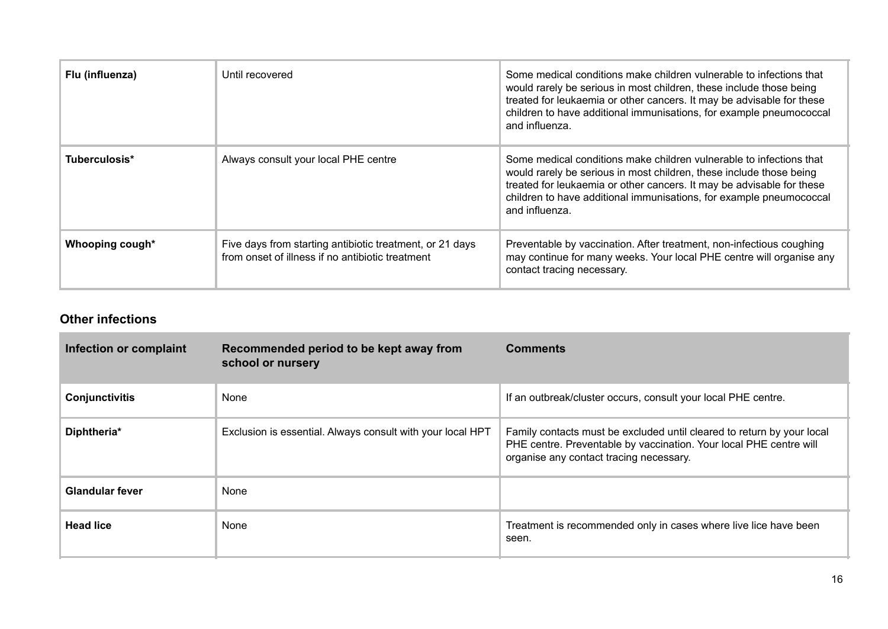| | | |
|---|---|---|
| **Flu (influenza)** | Until recovered | Some medical conditions make children vulnerable to infections that would rarely be serious in most children, these include those being treated for leukaemia or other cancers. It may be advisable for these children to have additional immunisations, for example pneumococcal and influenza. |
| **Tuberculosis*** | Always consult your local PHE centre | Some medical conditions make children vulnerable to infections that would rarely be serious in most children, these include those being treated for leukaemia or other cancers. It may be advisable for these children to have additional immunisations, for example pneumococcal and influenza. |
| **Whooping cough*** | Five days from starting antibiotic treatment, or 21 days from onset of illness if no antibiotic treatment | Preventable by vaccination. After treatment, non-infectious coughing may continue for many weeks. Your local PHE centre will organise any contact tracing necessary. |

### Other infections

| Infection or complaint | Recommended period to be kept away from school or nursery | Comments |
|---|---|---|
| **Conjunctivitis** | None | If an outbreak/cluster occurs, consult your local PHE centre. |
| **Diphtheria*** | Exclusion is essential. Always consult with your local HPT | Family contacts must be excluded until cleared to return by your local PHE centre. Preventable by vaccination. Your local PHE centre will organise any contact tracing necessary. |
| **Glandular fever** | None | |
| **Head lice** | None | Treatment is recommended only in cases where live lice have been seen. |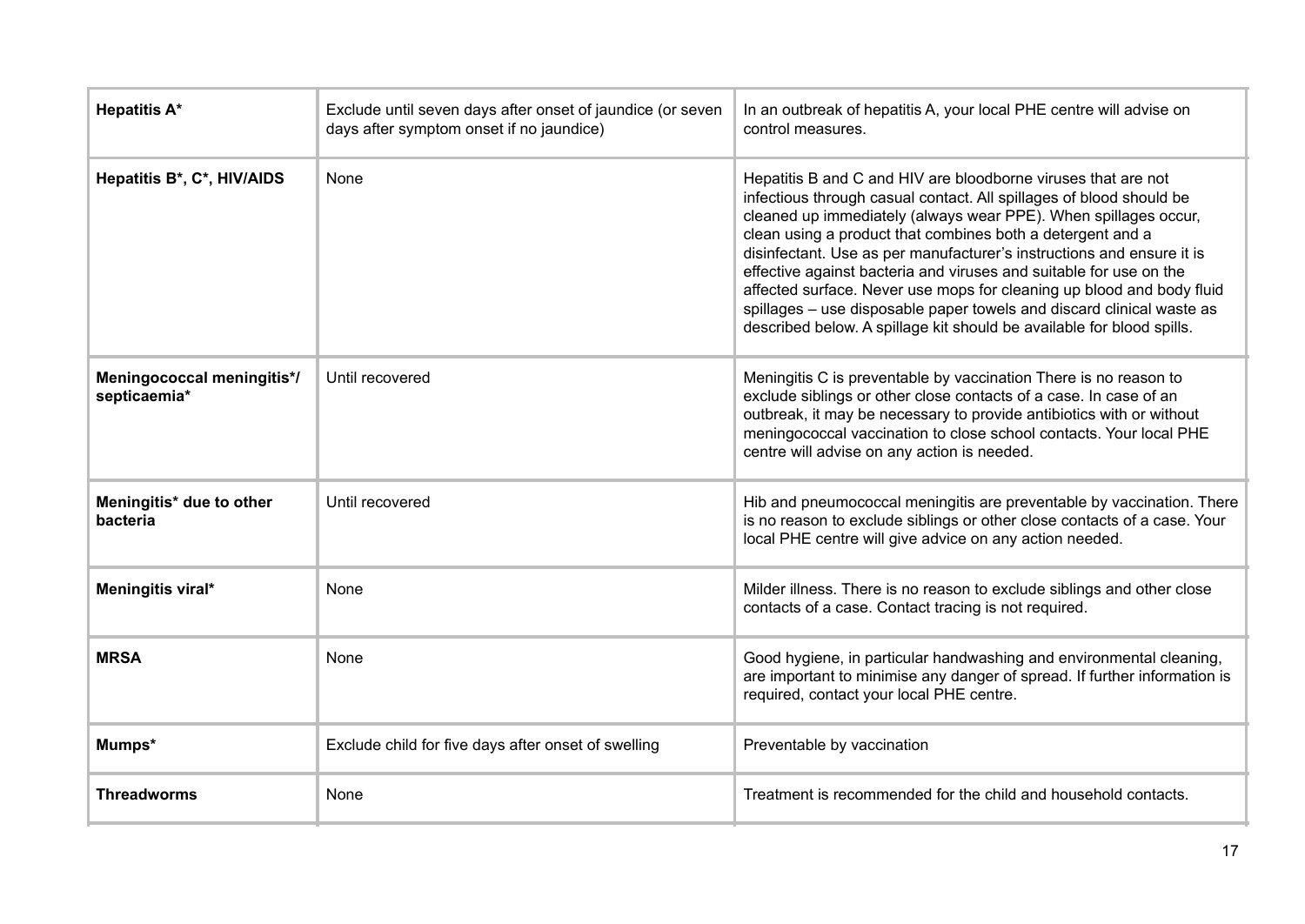| | | |
|---|---|---|
| **Hepatitis A*** | Exclude until seven days after onset of jaundice (or seven days after symptom onset if no jaundice) | In an outbreak of hepatitis A, your local PHE centre will advise on control measures. |
| **Hepatitis B*, C*, HIV/AIDS** | None | Hepatitis B and C and HIV are bloodborne viruses that are not infectious through casual contact. All spillages of blood should be cleaned up immediately (always wear PPE). When spillages occur, clean using a product that combines both a detergent and a disinfectant. Use as per manufacturer's instructions and ensure it is effective against bacteria and viruses and suitable for use on the affected surface. Never use mops for cleaning up blood and body fluid spillages – use disposable paper towels and discard clinical waste as described below. A spillage kit should be available for blood spills. |
| **Meningococcal meningitis*/ septicaemia*** | Until recovered | Meningitis C is preventable by vaccination There is no reason to exclude siblings or other close contacts of a case. In case of an outbreak, it may be necessary to provide antibiotics with or without meningococcal vaccination to close school contacts. Your local PHE centre will advise on any action is needed. |
| **Meningitis* due to other bacteria** | Until recovered | Hib and pneumococcal meningitis are preventable by vaccination. There is no reason to exclude siblings or other close contacts of a case. Your local PHE centre will give advice on any action needed. |
| **Meningitis viral*** | None | Milder illness. There is no reason to exclude siblings and other close contacts of a case. Contact tracing is not required. |
| **MRSA** | None | Good hygiene, in particular handwashing and environmental cleaning, are important to minimise any danger of spread. If further information is required, contact your local PHE centre. |
| **Mumps*** | Exclude child for five days after onset of swelling | Preventable by vaccination |
| **Threadworms** | None | Treatment is recommended for the child and household contacts. |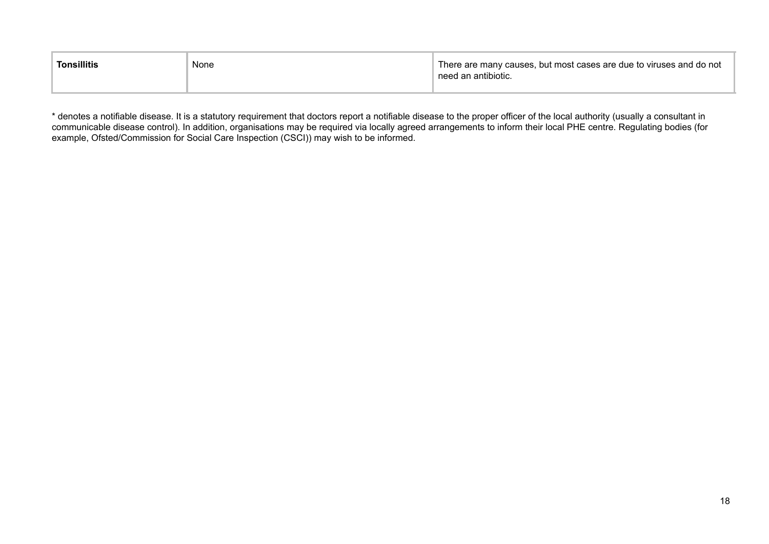| | | |
|---|---|---|
| **Tonsillitis** | None | There are many causes, but most cases are due to viruses and do not need an antibiotic. |

* denotes a notifiable disease. It is a statutory requirement that doctors report a notifiable disease to the proper officer of the local authority (usually a consultant in communicable disease control). In addition, organisations may be required via locally agreed arrangements to inform their local PHE centre. Regulating bodies (for example, Ofsted/Commission for Social Care Inspection (CSCI)) may wish to be informed.